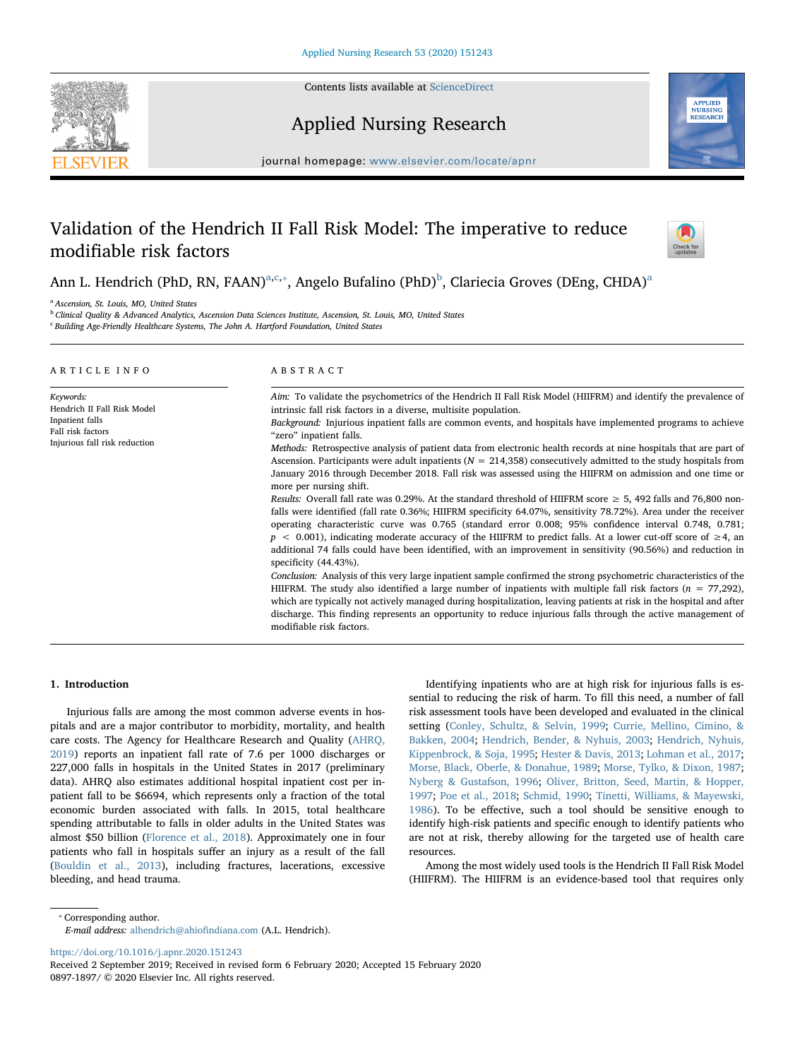# Validation of the Hendrich II Fall Risk Model: The imperative to reduce modifiable risk factors

Ann L. Hendrich (PhD, RN, FAAN)[a,c,*], Angelo Bufalino (PhD)[b], Clariecia Groves (DEng, CHDA)[a]

[a] Ascension, St. Louis, MO, United States
[b] Clinical Quality & Advanced Analytics, Ascension Data Sciences Institute, Ascension, St. Louis, MO, United States
[c] Building Age-Friendly Healthcare Systems, The John A. Hartford Foundation, United States

## ARTICLE INFO

*Keywords:*
Hendrich II Fall Risk Model
Inpatient falls
Fall risk factors
Injurious fall risk reduction

## ABSTRACT

*Aim:* To validate the psychometrics of the Hendrich II Fall Risk Model (HIIFRM) and identify the prevalence of intrinsic fall risk factors in a diverse, multisite population.

*Background:* Injurious inpatient falls are common events, and hospitals have implemented programs to achieve "zero" inpatient falls.

*Methods:* Retrospective analysis of patient data from electronic health records at nine hospitals that are part of Ascension. Participants were adult inpatients ($N = 214{,}358$) consecutively admitted to the study hospitals from January 2016 through December 2018. Fall risk was assessed using the HIIFRM on admission and one time or more per nursing shift.

*Results:* Overall fall rate was 0.29%. At the standard threshold of HIIFRM score ≥ 5, 492 falls and 76,800 non-falls were identified (fall rate 0.36%; HIIFRM specificity 64.07%, sensitivity 78.72%). Area under the receiver operating characteristic curve was 0.765 (standard error 0.008; 95% confidence interval 0.748, 0.781; $p < 0.001$), indicating moderate accuracy of the HIIFRM to predict falls. At a lower cut-off score of ≥4, an additional 74 falls could have been identified, with an improvement in sensitivity (90.56%) and reduction in specificity (44.43%).

*Conclusion:* Analysis of this very large inpatient sample confirmed the strong psychometric characteristics of the HIIFRM. The study also identified a large number of inpatients with multiple fall risk factors ($n = 77{,}292$), which are typically not actively managed during hospitalization, leaving patients at risk in the hospital and after discharge. This finding represents an opportunity to reduce injurious falls through the active management of modifiable risk factors.

## 1. Introduction

Injurious falls are among the most common adverse events in hospitals and are a major contributor to morbidity, mortality, and health care costs. The Agency for Healthcare Research and Quality (AHRQ, 2019) reports an inpatient fall rate of 7.6 per 1000 discharges or 227,000 falls in hospitals in the United States in 2017 (preliminary data). AHRQ also estimates additional hospital inpatient cost per inpatient fall to be $6694, which represents only a fraction of the total economic burden associated with falls. In 2015, total healthcare spending attributable to falls in older adults in the United States was almost $50 billion (Florence et al., 2018). Approximately one in four patients who fall in hospitals suffer an injury as a result of the fall (Bouldin et al., 2013), including fractures, lacerations, excessive bleeding, and head trauma.

Identifying inpatients who are at high risk for injurious falls is essential to reducing the risk of harm. To fill this need, a number of fall risk assessment tools have been developed and evaluated in the clinical setting (Conley, Schultz, & Selvin, 1999; Currie, Mellino, Cimino, & Bakken, 2004; Hendrich, Bender, & Nyhuis, 2003; Hendrich, Nyhuis, Kippenbrock, & Soja, 1995; Hester & Davis, 2013; Lohman et al., 2017; Morse, Black, Oberle, & Donahue, 1989; Morse, Tylko, & Dixon, 1987; Nyberg & Gustafson, 1996; Oliver, Britton, Seed, Martin, & Hopper, 1997; Poe et al., 2018; Schmid, 1990; Tinetti, Williams, & Mayewski, 1986). To be effective, such a tool should be sensitive enough to identify high-risk patients and specific enough to identify patients who are not at risk, thereby allowing for the targeted use of health care resources.

Among the most widely used tools is the Hendrich II Fall Risk Model (HIIFRM). The HIIFRM is an evidence-based tool that requires only

* Corresponding author.
*E-mail address:* alhendrich@ahiofindiana.com (A.L. Hendrich).

https://doi.org/10.1016/j.apnr.2020.151243
Received 2 September 2019; Received in revised form 6 February 2020; Accepted 15 February 2020
0897-1897/ © 2020 Elsevier Inc. All rights reserved.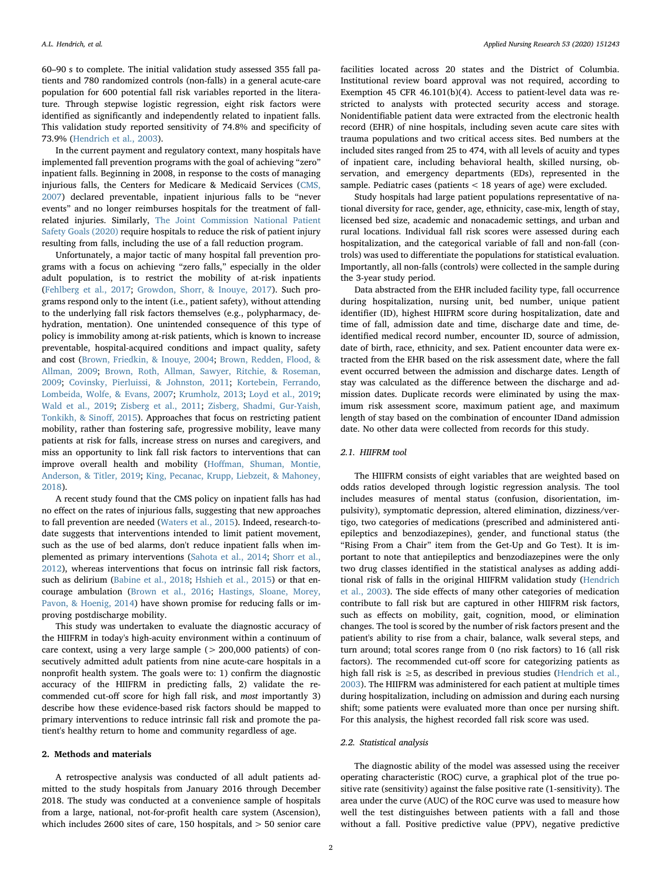60–90 s to complete. The initial validation study assessed 355 fall patients and 780 randomized controls (non-falls) in a general acute-care population for 600 potential fall risk variables reported in the literature. Through stepwise logistic regression, eight risk factors were identified as significantly and independently related to inpatient falls. This validation study reported sensitivity of 74.8% and specificity of 73.9% (Hendrich et al., 2003).

In the current payment and regulatory context, many hospitals have implemented fall prevention programs with the goal of achieving "zero" inpatient falls. Beginning in 2008, in response to the costs of managing injurious falls, the Centers for Medicare & Medicaid Services (CMS, 2007) declared preventable, inpatient injurious falls to be "never events" and no longer reimburses hospitals for the treatment of fall-related injuries. Similarly, The Joint Commission National Patient Safety Goals (2020) require hospitals to reduce the risk of patient injury resulting from falls, including the use of a fall reduction program.

Unfortunately, a major tactic of many hospital fall prevention programs with a focus on achieving "zero falls," especially in the older adult population, is to restrict the mobility of at-risk inpatients (Fehlberg et al., 2017; Growdon, Shorr, & Inouye, 2017). Such programs respond only to the intent (i.e., patient safety), without attending to the underlying fall risk factors themselves (e.g., polypharmacy, dehydration, mentation). One unintended consequence of this type of policy is immobility among at-risk patients, which is known to increase preventable, hospital-acquired conditions and impact quality, safety and cost (Brown, Friedkin, & Inouye, 2004; Brown, Redden, Flood, & Allman, 2009; Brown, Roth, Allman, Sawyer, Ritchie, & Roseman, 2009; Covinsky, Pierluissi, & Johnston, 2011; Kortebein, Ferrando, Lombeida, Wolfe, & Evans, 2007; Krumholz, 2013; Loyd et al., 2019; Wald et al., 2019; Zisberg et al., 2011; Zisberg, Shadmi, Gur-Yaish, Tonkikh, & Sinoff, 2015). Approaches that focus on restricting patient mobility, rather than fostering safe, progressive mobility, leave many patients at risk for falls, increase stress on nurses and caregivers, and miss an opportunity to link fall risk factors to interventions that can improve overall health and mobility (Hoffman, Shuman, Montie, Anderson, & Titler, 2019; King, Pecanac, Krupp, Liebzeit, & Mahoney, 2018).

A recent study found that the CMS policy on inpatient falls has had no effect on the rates of injurious falls, suggesting that new approaches to fall prevention are needed (Waters et al., 2015). Indeed, research-to-date suggests that interventions intended to limit patient movement, such as the use of bed alarms, don't reduce inpatient falls when implemented as primary interventions (Sahota et al., 2014; Shorr et al., 2012), whereas interventions that focus on intrinsic fall risk factors, such as delirium (Babine et al., 2018; Hshieh et al., 2015) or that encourage ambulation (Brown et al., 2016; Hastings, Sloane, Morey, Pavon, & Hoenig, 2014) have shown promise for reducing falls or improving postdischarge mobility.

This study was undertaken to evaluate the diagnostic accuracy of the HIIFRM in today's high-acuity environment within a continuum of care context, using a very large sample (> 200,000 patients) of consecutively admitted adult patients from nine acute-care hospitals in a nonprofit health system. The goals were to: 1) confirm the diagnostic accuracy of the HIIFRM in predicting falls, 2) validate the recommended cut-off score for high fall risk, and *most* importantly 3) describe how these evidence-based risk factors should be mapped to primary interventions to reduce intrinsic fall risk and promote the patient's healthy return to home and community regardless of age.

## 2. Methods and materials

A retrospective analysis was conducted of all adult patients admitted to the study hospitals from January 2016 through December 2018. The study was conducted at a convenience sample of hospitals from a large, national, not-for-profit health care system (Ascension), which includes 2600 sites of care, 150 hospitals, and > 50 senior care facilities located across 20 states and the District of Columbia. Institutional review board approval was not required, according to Exemption 45 CFR 46.101(b)(4). Access to patient-level data was restricted to analysts with protected security access and storage. Nonidentifiable patient data were extracted from the electronic health record (EHR) of nine hospitals, including seven acute care sites with trauma populations and two critical access sites. Bed numbers at the included sites ranged from 25 to 474, with all levels of acuity and types of inpatient care, including behavioral health, skilled nursing, observation, and emergency departments (EDs), represented in the sample. Pediatric cases (patients < 18 years of age) were excluded.

Study hospitals had large patient populations representative of national diversity for race, gender, age, ethnicity, case-mix, length of stay, licensed bed size, academic and nonacademic settings, and urban and rural locations. Individual fall risk scores were assessed during each hospitalization, and the categorical variable of fall and non-fall (controls) was used to differentiate the populations for statistical evaluation. Importantly, all non-falls (controls) were collected in the sample during the 3-year study period.

Data abstracted from the EHR included facility type, fall occurrence during hospitalization, nursing unit, bed number, unique patient identifier (ID), highest HIIFRM score during hospitalization, date and time of fall, admission date and time, discharge date and time, de-identified medical record number, encounter ID, source of admission, date of birth, race, ethnicity, and sex. Patient encounter data were extracted from the EHR based on the risk assessment date, where the fall event occurred between the admission and discharge dates. Length of stay was calculated as the difference between the discharge and admission dates. Duplicate records were eliminated by using the maximum risk assessment score, maximum patient age, and maximum length of stay based on the combination of encounter IDand admission date. No other data were collected from records for this study.

### 2.1. HIIFRM tool

The HIIFRM consists of eight variables that are weighted based on odds ratios developed through logistic regression analysis. The tool includes measures of mental status (confusion, disorientation, impulsivity), symptomatic depression, altered elimination, dizziness/vertigo, two categories of medications (prescribed and administered antiepileptics and benzodiazepines), gender, and functional status (the "Rising From a Chair" item from the Get-Up and Go Test). It is important to note that antiepileptics and benzodiazepines were the only two drug classes identified in the statistical analyses as adding additional risk of falls in the original HIIFRM validation study (Hendrich et al., 2003). The side effects of many other categories of medication contribute to fall risk but are captured in other HIIFRM risk factors, such as effects on mobility, gait, cognition, mood, or elimination changes. The tool is scored by the number of risk factors present and the patient's ability to rise from a chair, balance, walk several steps, and turn around; total scores range from 0 (no risk factors) to 16 (all risk factors). The recommended cut-off score for categorizing patients as high fall risk is ≥5, as described in previous studies (Hendrich et al., 2003). The HIIFRM was administered for each patient at multiple times during hospitalization, including on admission and during each nursing shift; some patients were evaluated more than once per nursing shift. For this analysis, the highest recorded fall risk score was used.

### 2.2. Statistical analysis

The diagnostic ability of the model was assessed using the receiver operating characteristic (ROC) curve, a graphical plot of the true positive rate (sensitivity) against the false positive rate (1-sensitivity). The area under the curve (AUC) of the ROC curve was used to measure how well the test distinguishes between patients with a fall and those without a fall. Positive predictive value (PPV), negative predictive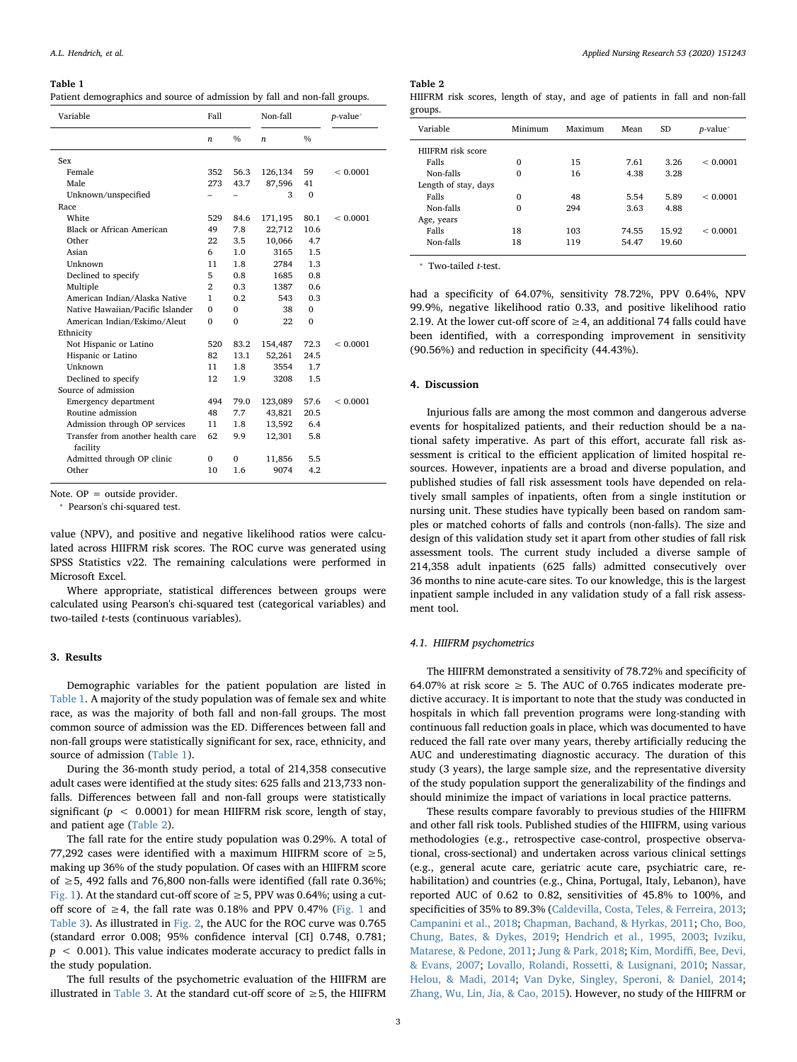**Table 1**
Patient demographics and source of admission by fall and non-fall groups.

| Variable | Fall | | Non-fall | | *p*-value* |
|---|---|---|---|---|---|
| | *n* | % | *n* | % | |
| Sex | | | | | |
| Female | 352 | 56.3 | 126,134 | 59 | < 0.0001 |
| Male | 273 | 43.7 | 87,596 | 41 | |
| Unknown/unspecified | – | – | 3 | 0 | |
| Race | | | | | |
| White | 529 | 84.6 | 171,195 | 80.1 | < 0.0001 |
| Black or African American | 49 | 7.8 | 22,712 | 10.6 | |
| Other | 22 | 3.5 | 10,066 | 4.7 | |
| Asian | 6 | 1.0 | 3165 | 1.5 | |
| Unknown | 11 | 1.8 | 2784 | 1.3 | |
| Declined to specify | 5 | 0.8 | 1685 | 0.8 | |
| Multiple | 2 | 0.3 | 1387 | 0.6 | |
| American Indian/Alaska Native | 1 | 0.2 | 543 | 0.3 | |
| Native Hawaiian/Pacific Islander | 0 | 0 | 38 | 0 | |
| American Indian/Eskimo/Aleut | 0 | 0 | 22 | 0 | |
| Ethnicity | | | | | |
| Not Hispanic or Latino | 520 | 83.2 | 154,487 | 72.3 | < 0.0001 |
| Hispanic or Latino | 82 | 13.1 | 52,261 | 24.5 | |
| Unknown | 11 | 1.8 | 3554 | 1.7 | |
| Declined to specify | 12 | 1.9 | 3208 | 1.5 | |
| Source of admission | | | | | |
| Emergency department | 494 | 79.0 | 123,089 | 57.6 | < 0.0001 |
| Routine admission | 48 | 7.7 | 43,821 | 20.5 | |
| Admission through OP services | 11 | 1.8 | 13,592 | 6.4 | |
| Transfer from another health care facility | 62 | 9.9 | 12,301 | 5.8 | |
| Admitted through OP clinic | 0 | 0 | 11,856 | 5.5 | |
| Other | 10 | 1.6 | 9074 | 4.2 | |

Note. OP = outside provider.
* Pearson's chi-squared test.

value (NPV), and positive and negative likelihood ratios were calculated across HIIFRM risk scores. The ROC curve was generated using SPSS Statistics v22. The remaining calculations were performed in Microsoft Excel.

Where appropriate, statistical differences between groups were calculated using Pearson's chi-squared test (categorical variables) and two-tailed *t*-tests (continuous variables).

## 3. Results

Demographic variables for the patient population are listed in Table 1. A majority of the study population was of female sex and white race, as was the majority of both fall and non-fall groups. The most common source of admission was the ED. Differences between fall and non-fall groups were statistically significant for sex, race, ethnicity, and source of admission (Table 1).

During the 36-month study period, a total of 214,358 consecutive adult cases were identified at the study sites: 625 falls and 213,733 non-falls. Differences between fall and non-fall groups were statistically significant ($p < 0.0001$) for mean HIIFRM risk score, length of stay, and patient age (Table 2).

The fall rate for the entire study population was 0.29%. A total of 77,292 cases were identified with a maximum HIIFRM score of ≥5, making up 36% of the study population. Of cases with an HIIFRM score of ≥5, 492 falls and 76,800 non-falls were identified (fall rate 0.36%; Fig. 1). At the standard cut-off score of ≥5, PPV was 0.64%; using a cut-off score of ≥4, the fall rate was 0.18% and PPV 0.47% (Fig. 1 and Table 3). As illustrated in Fig. 2, the AUC for the ROC curve was 0.765 (standard error 0.008; 95% confidence interval [CI] 0.748, 0.781; $p < 0.001$). This value indicates moderate accuracy to predict falls in the study population.

The full results of the psychometric evaluation of the HIIFRM are illustrated in Table 3. At the standard cut-off score of ≥5, the HIIFRM had a specificity of 64.07%, sensitivity 78.72%, PPV 0.64%, NPV 99.9%, negative likelihood ratio 0.33, and positive likelihood ratio 2.19. At the lower cut-off score of ≥4, an additional 74 falls could have been identified, with a corresponding improvement in sensitivity (90.56%) and reduction in specificity (44.43%).

**Table 2**
HIIFRM risk scores, length of stay, and age of patients in fall and non-fall groups.

| Variable | Minimum | Maximum | Mean | SD | *p*-value* |
|---|---|---|---|---|---|
| HIIFRM risk score | | | | | |
| Falls | 0 | 15 | 7.61 | 3.26 | < 0.0001 |
| Non-falls | 0 | 16 | 4.38 | 3.28 | |
| Length of stay, days | | | | | |
| Falls | 0 | 48 | 5.54 | 5.89 | < 0.0001 |
| Non-falls | 0 | 294 | 3.63 | 4.88 | |
| Age, years | | | | | |
| Falls | 18 | 103 | 74.55 | 15.92 | < 0.0001 |
| Non-falls | 18 | 119 | 54.47 | 19.60 | |

* Two-tailed *t*-test.

## 4. Discussion

Injurious falls are among the most common and dangerous adverse events for hospitalized patients, and their reduction should be a national safety imperative. As part of this effort, accurate fall risk assessment is critical to the efficient application of limited hospital resources. However, inpatients are a broad and diverse population, and published studies of fall risk assessment tools have depended on relatively small samples of inpatients, often from a single institution or nursing unit. These studies have typically been based on random samples or matched cohorts of falls and controls (non-falls). The size and design of this validation study set it apart from other studies of fall risk assessment tools. The current study included a diverse sample of 214,358 adult inpatients (625 falls) admitted consecutively over 36 months to nine acute-care sites. To our knowledge, this is the largest inpatient sample included in any validation study of a fall risk assessment tool.

### 4.1. HIIFRM psychometrics

The HIIFRM demonstrated a sensitivity of 78.72% and specificity of 64.07% at risk score ≥ 5. The AUC of 0.765 indicates moderate predictive accuracy. It is important to note that the study was conducted in hospitals in which fall prevention programs were long-standing with continuous fall reduction goals in place, which was documented to have reduced the fall rate over many years, thereby artificially reducing the AUC and underestimating diagnostic accuracy. The duration of this study (3 years), the large sample size, and the representative diversity of the study population support the generalizability of the findings and should minimize the impact of variations in local practice patterns.

These results compare favorably to previous studies of the HIIFRM and other fall risk tools. Published studies of the HIIFRM, using various methodologies (e.g., retrospective case-control, prospective observational, cross-sectional) and undertaken across various clinical settings (e.g., general acute care, geriatric acute care, psychiatric care, rehabilitation) and countries (e.g., China, Portugal, Italy, Lebanon), have reported AUC of 0.62 to 0.82, sensitivities of 45.8% to 100%, and specificities of 35% to 89.3% (Caldevilla, Costa, Teles, & Ferreira, 2013; Campanini et al., 2018; Chapman, Bachand, & Hyrkas, 2011; Cho, Boo, Chung, Bates, & Dykes, 2019; Hendrich et al., 1995, 2003; Ivziku, Matarese, & Pedone, 2011; Jung & Park, 2018; Kim, Mordiffi, Bee, Devi, & Evans, 2007; Lovallo, Rolandi, Rossetti, & Lusignani, 2010; Nassar, Helou, & Madi, 2014; Van Dyke, Singley, Speroni, & Daniel, 2014; Zhang, Wu, Lin, Jia, & Cao, 2015). However, no study of the HIIFRM or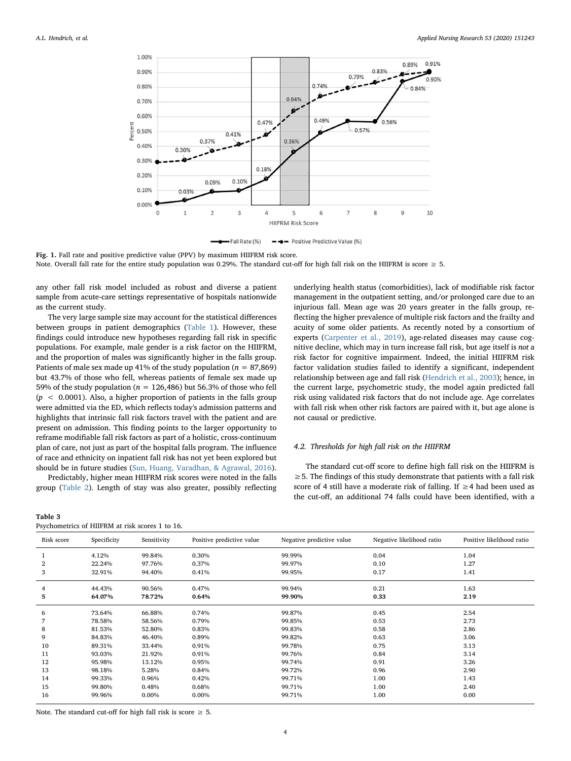Fig. 1. Fall rate and positive predictive value (PPV) by maximum HIIFRM risk score.
Note. Overall fall rate for the entire study population was 0.29%. The standard cut-off for high fall risk on the HIIFRM is score ≥ 5.

any other fall risk model included as robust and diverse a patient sample from acute-care settings representative of hospitals nationwide as the current study.

The very large sample size may account for the statistical differences between groups in patient demographics (Table 1). However, these findings could introduce new hypotheses regarding fall risk in specific populations. For example, male gender is a risk factor on the HIIFRM, and the proportion of males was significantly higher in the falls group. Patients of male sex made up 41% of the study population ($n$ = 87,869) but 43.7% of those who fell, whereas patients of female sex made up 59% of the study population ($n$ = 126,486) but 56.3% of those who fell ($p < 0.0001$). Also, a higher proportion of patients in the falls group were admitted via the ED, which reflects today's admission patterns and highlights that intrinsic fall risk factors travel with the patient and are present on admission. This finding points to the larger opportunity to reframe modifiable fall risk factors as part of a holistic, cross-continuum plan of care, not just as part of the hospital falls program. The influence of race and ethnicity on inpatient fall risk has not yet been explored but should be in future studies (Sun, Huang, Varadhan, & Agrawal, 2016).

Predictably, higher mean HIIFRM risk scores were noted in the falls group (Table 2). Length of stay was also greater, possibly reflecting underlying health status (comorbidities), lack of modifiable risk factor management in the outpatient setting, and/or prolonged care due to an injurious fall. Mean age was 20 years greater in the falls group, reflecting the higher prevalence of multiple risk factors and the frailty and acuity of some older patients. As recently noted by a consortium of experts (Carpenter et al., 2019), age-related diseases may cause cognitive decline, which may in turn increase fall risk, but age itself is *not* a risk factor for cognitive impairment. Indeed, the initial HIIFRM risk factor validation studies failed to identify a significant, independent relationship between age and fall risk (Hendrich et al., 2003); hence, in the current large, psychometric study, the model again predicted fall risk using validated risk factors that do not include age. Age correlates with fall risk when other risk factors are paired with it, but age alone is not causal or predictive.

### 4.2. Thresholds for high fall risk on the HIIFRM

The standard cut-off score to define high fall risk on the HIIFRM is ≥5. The findings of this study demonstrate that patients with a fall risk score of 4 still have a moderate risk of falling. If ≥4 had been used as the cut-off, an additional 74 falls could have been identified, with a

**Table 3**
Psychometrics of HIIFRM at risk scores 1 to 16.

| Risk score | Specificity | Sensitivity | Positive predictive value | Negative predictive value | Negative likelihood ratio | Positive likelihood ratio |
|---|---|---|---|---|---|---|
| 1 | 4.12% | 99.84% | 0.30% | 99.99% | 0.04 | 1.04 |
| 2 | 22.24% | 97.76% | 0.37% | 99.97% | 0.10 | 1.27 |
| 3 | 32.91% | 94.40% | 0.41% | 99.95% | 0.17 | 1.41 |
| 4 | 44.43% | 90.56% | 0.47% | 99.94% | 0.21 | 1.63 |
| **5** | **64.07%** | **78.72%** | **0.64%** | **99.90%** | **0.33** | **2.19** |
| 6 | 73.64% | 66.88% | 0.74% | 99.87% | 0.45 | 2.54 |
| 7 | 78.58% | 58.56% | 0.79% | 99.85% | 0.53 | 2.73 |
| 8 | 81.53% | 52.80% | 0.83% | 99.83% | 0.58 | 2.86 |
| 9 | 84.83% | 46.40% | 0.89% | 99.82% | 0.63 | 3.06 |
| 10 | 89.31% | 33.44% | 0.91% | 99.78% | 0.75 | 3.13 |
| 11 | 93.03% | 21.92% | 0.91% | 99.76% | 0.84 | 3.14 |
| 12 | 95.98% | 13.12% | 0.95% | 99.74% | 0.91 | 3.26 |
| 13 | 98.18% | 5.28% | 0.84% | 99.72% | 0.96 | 2.90 |
| 14 | 99.33% | 0.96% | 0.42% | 99.71% | 1.00 | 1.43 |
| 15 | 99.80% | 0.48% | 0.68% | 99.71% | 1.00 | 2.40 |
| 16 | 99.96% | 0.00% | 0.00% | 99.71% | 1.00 | 0.00 |

Note. The standard cut-off for high fall risk is score ≥ 5.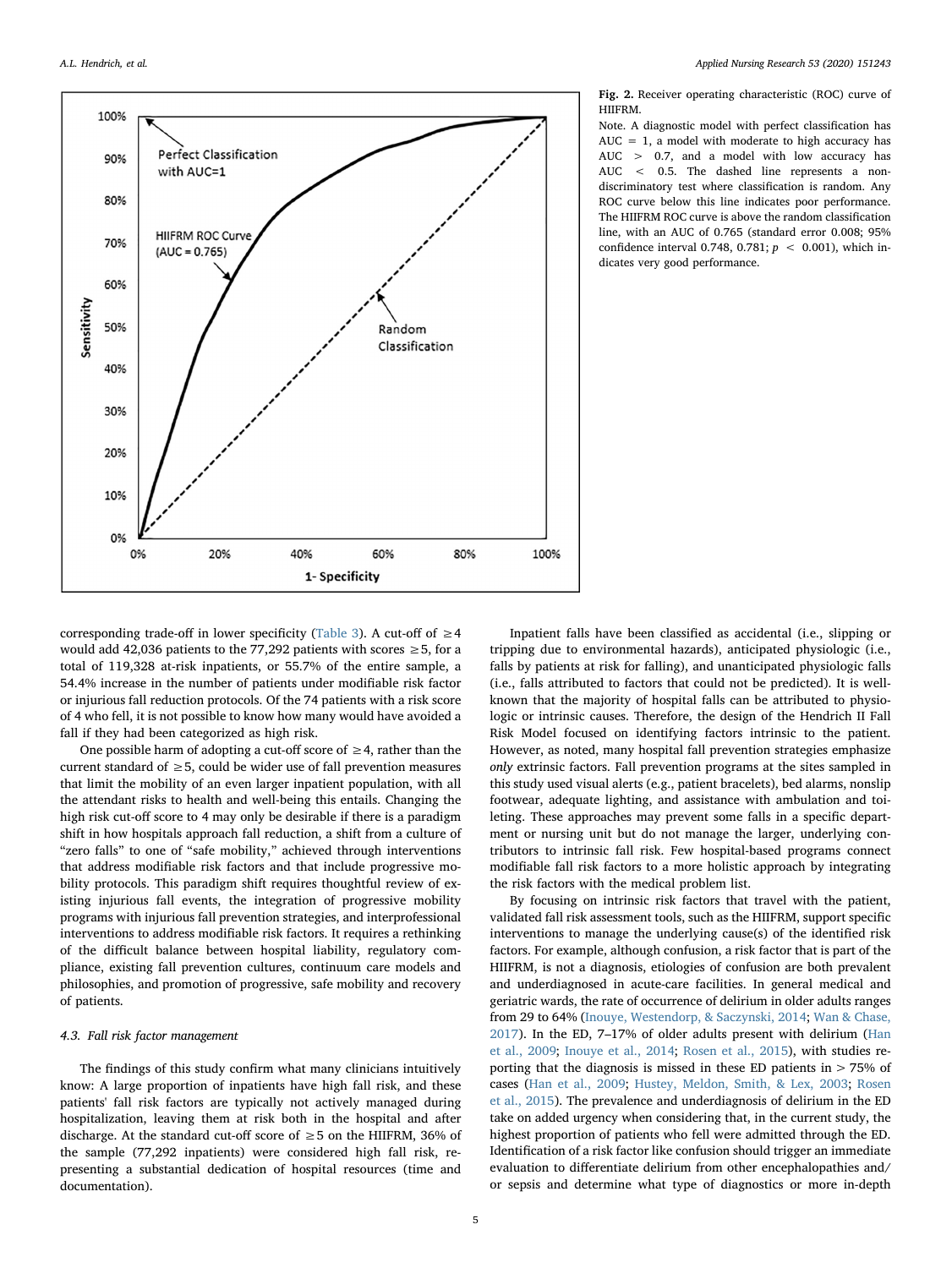Fig. 2. Receiver operating characteristic (ROC) curve of HIIFRM.

Note. A diagnostic model with perfect classification has AUC = 1, a model with moderate to high accuracy has AUC > 0.7, and a model with low accuracy has AUC < 0.5. The dashed line represents a non-discriminatory test where classification is random. Any ROC curve below this line indicates poor performance. The HIIFRM ROC curve is above the random classification line, with an AUC of 0.765 (standard error 0.008; 95% confidence interval 0.748, 0.781; $p < 0.001$), which indicates very good performance.

corresponding trade-off in lower specificity (Table 3). A cut-off of ≥4 would add 42,036 patients to the 77,292 patients with scores ≥5, for a total of 119,328 at-risk inpatients, or 55.7% of the entire sample, a 54.4% increase in the number of patients under modifiable risk factor or injurious fall reduction protocols. Of the 74 patients with a risk score of 4 who fell, it is not possible to know how many would have avoided a fall if they had been categorized as high risk.

One possible harm of adopting a cut-off score of ≥4, rather than the current standard of ≥5, could be wider use of fall prevention measures that limit the mobility of an even larger inpatient population, with all the attendant risks to health and well-being this entails. Changing the high risk cut-off score to 4 may only be desirable if there is a paradigm shift in how hospitals approach fall reduction, a shift from a culture of "zero falls" to one of "safe mobility," achieved through interventions that address modifiable risk factors and that include progressive mobility protocols. This paradigm shift requires thoughtful review of existing injurious fall events, the integration of progressive mobility programs with injurious fall prevention strategies, and interprofessional interventions to address modifiable risk factors. It requires a rethinking of the difficult balance between hospital liability, regulatory compliance, existing fall prevention cultures, continuum care models and philosophies, and promotion of progressive, safe mobility and recovery of patients.

### 4.3. Fall risk factor management

The findings of this study confirm what many clinicians intuitively know: A large proportion of inpatients have high fall risk, and these patients' fall risk factors are typically not actively managed during hospitalization, leaving them at risk both in the hospital and after discharge. At the standard cut-off score of ≥5 on the HIIFRM, 36% of the sample (77,292 inpatients) were considered high fall risk, representing a substantial dedication of hospital resources (time and documentation).

Inpatient falls have been classified as accidental (i.e., slipping or tripping due to environmental hazards), anticipated physiologic (i.e., falls by patients at risk for falling), and unanticipated physiologic falls (i.e., falls attributed to factors that could not be predicted). It is well-known that the majority of hospital falls can be attributed to physiologic or intrinsic causes. Therefore, the design of the Hendrich II Fall Risk Model focused on identifying factors intrinsic to the patient. However, as noted, many hospital fall prevention strategies emphasize *only* extrinsic factors. Fall prevention programs at the sites sampled in this study used visual alerts (e.g., patient bracelets), bed alarms, nonslip footwear, adequate lighting, and assistance with ambulation and toileting. These approaches may prevent some falls in a specific department or nursing unit but do not manage the larger, underlying contributors to intrinsic fall risk. Few hospital-based programs connect modifiable fall risk factors to a more holistic approach by integrating the risk factors with the medical problem list.

By focusing on intrinsic risk factors that travel with the patient, validated fall risk assessment tools, such as the HIIFRM, support specific interventions to manage the underlying cause(s) of the identified risk factors. For example, although confusion, a risk factor that is part of the HIIFRM, is not a diagnosis, etiologies of confusion are both prevalent and underdiagnosed in acute-care facilities. In general medical and geriatric wards, the rate of occurrence of delirium in older adults ranges from 29 to 64% (Inouye, Westendorp, & Saczynski, 2014; Wan & Chase, 2017). In the ED, 7–17% of older adults present with delirium (Han et al., 2009; Inouye et al., 2014; Rosen et al., 2015), with studies reporting that the diagnosis is missed in these ED patients in > 75% of cases (Han et al., 2009; Hustey, Meldon, Smith, & Lex, 2003; Rosen et al., 2015). The prevalence and underdiagnosis of delirium in the ED take on added urgency when considering that, in the current study, the highest proportion of patients who fell were admitted through the ED. Identification of a risk factor like confusion should trigger an immediate evaluation to differentiate delirium from other encephalopathies and/or sepsis and determine what type of diagnostics or more in-depth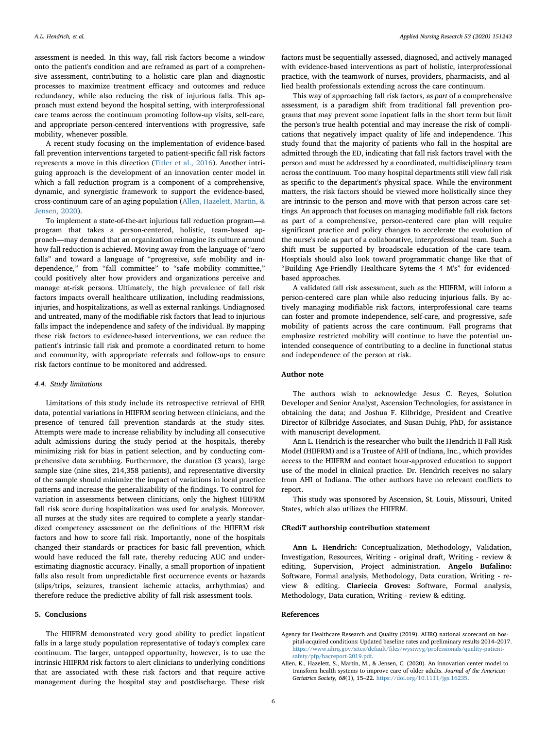assessment is needed. In this way, fall risk factors become a window onto the patient's condition and are reframed as part of a comprehensive assessment, contributing to a holistic care plan and diagnostic processes to maximize treatment efficacy and outcomes and reduce redundancy, while also reducing the risk of injurious falls. This approach must extend beyond the hospital setting, with interprofessional care teams across the continuum promoting follow-up visits, self-care, and appropriate person-centered interventions with progressive, safe mobility, whenever possible.

A recent study focusing on the implementation of evidence-based fall prevention interventions targeted to patient-specific fall risk factors represents a move in this direction (Titler et al., 2016). Another intriguing approach is the development of an innovation center model in which a fall reduction program is a component of a comprehensive, dynamic, and synergistic framework to support the evidence-based, cross-continuum care of an aging population (Allen, Hazelett, Martin, & Jensen, 2020).

To implement a state-of-the-art injurious fall reduction program—a program that takes a person-centered, holistic, team-based approach—may demand that an organization reimagine its culture around how fall reduction is achieved. Moving away from the language of "zero falls" and toward a language of "progressive, safe mobility and independence," from "fall committee" to "safe mobility committee," could positively alter how providers and organizations perceive and manage at-risk persons. Ultimately, the high prevalence of fall risk factors impacts overall healthcare utilization, including readmissions, injuries, and hospitalizations, as well as external rankings. Undiagnosed and untreated, many of the modifiable risk factors that lead to injurious falls impact the independence and safety of the individual. By mapping these risk factors to evidence-based interventions, we can reduce the patient's intrinsic fall risk and promote a coordinated return to home and community, with appropriate referrals and follow-ups to ensure risk factors continue to be monitored and addressed.

### 4.4. Study limitations

Limitations of this study include its retrospective retrieval of EHR data, potential variations in HIIFRM scoring between clinicians, and the presence of tenured fall prevention standards at the study sites. Attempts were made to increase reliability by including all consecutive adult admissions during the study period at the hospitals, thereby minimizing risk for bias in patient selection, and by conducting comprehensive data scrubbing. Furthermore, the duration (3 years), large sample size (nine sites, 214,358 patients), and representative diversity of the sample should minimize the impact of variations in local practice patterns and increase the generalizability of the findings. To control for variation in assessments between clinicians, only the highest HIIFRM fall risk score during hospitalization was used for analysis. Moreover, all nurses at the study sites are required to complete a yearly standardized competency assessment on the definitions of the HIIFRM risk factors and how to score fall risk. Importantly, none of the hospitals changed their standards or practices for basic fall prevention, which would have reduced the fall rate, thereby reducing AUC and underestimating diagnostic accuracy. Finally, a small proportion of inpatient falls also result from unpredictable first occurrence events or hazards (slips/trips, seizures, transient ischemic attacks, arrhythmias) and therefore reduce the predictive ability of fall risk assessment tools.

## 5. Conclusions

The HIIFRM demonstrated very good ability to predict inpatient falls in a large study population representative of today's complex care continuum. The larger, untapped opportunity, however, is to use the intrinsic HIIFRM risk factors to alert clinicians to underlying conditions that are associated with these risk factors and that require active management during the hospital stay and postdischarge. These risk factors must be sequentially assessed, diagnosed, and actively managed with evidence-based interventions as part of holistic, interprofessional practice, with the teamwork of nurses, providers, pharmacists, and allied health professionals extending across the care continuum.

This way of approaching fall risk factors, as *part* of a comprehensive assessment, is a paradigm shift from traditional fall prevention programs that may prevent some inpatient falls in the short term but limit the person's true health potential and may increase the risk of complications that negatively impact quality of life and independence. This study found that the majority of patients who fall in the hospital are admitted through the ED, indicating that fall risk factors travel with the person and must be addressed by a coordinated, multidisciplinary team across the continuum. Too many hospital departments still view fall risk as specific to the department's physical space. While the environment matters, the risk factors should be viewed more holistically since they are intrinsic to the person and move with that person across care settings. An approach that focuses on managing modifiable fall risk factors as part of a comprehensive, person-centered care plan will require significant practice and policy changes to accelerate the evolution of the nurse's role as part of a collaborative, interprofessional team. Such a shift must be supported by broadscale education of the care team. Hosptials should also look toward programmatic change like that of "Building Age-Friendly Healthcare Sytems-the 4 M's" for evidenced-based approaches.

A validated fall risk assessment, such as the HIIFRM, will inform a person-centered care plan while also reducing injurious falls. By actively managing modifiable risk factors, interprofessional care teams can foster and promote independence, self-care, and progressive, safe mobility of patients across the care continuum. Fall programs that emphasize restricted mobility will continue to have the potential unintended consequence of contributing to a decline in functional status and independence of the person at risk.

## Author note

The authors wish to acknowledge Jesus C. Reyes, Solution Developer and Senior Analyst, Ascension Technologies, for assistance in obtaining the data; and Joshua F. Kilbridge, President and Creative Director of Kilbridge Associates, and Susan Duhig, PhD, for assistance with manuscript development.

Ann L. Hendrich is the researcher who built the Hendrich II Fall Risk Model (HIIFRM) and is a Trustee of AHI of Indiana, Inc., which provides access to the HIIFRM and contact hour-approved education to support use of the model in clinical practice. Dr. Hendrich receives no salary from AHI of Indiana. The other authors have no relevant conflicts to report.

This study was sponsored by Ascension, St. Louis, Missouri, United States, which also utilizes the HIIFRM.

## CRediT authorship contribution statement

**Ann L. Hendrich:** Conceptualization, Methodology, Validation, Investigation, Resources, Writing - original draft, Writing - review & editing, Supervision, Project administration. **Angelo Bufalino:** Software, Formal analysis, Methodology, Data curation, Writing - review & editing. **Clariecia Groves:** Software, Formal analysis, Methodology, Data curation, Writing - review & editing.

## References

Agency for Healthcare Research and Quality (2019). AHRQ national scorecard on hospital-acquired conditions: Updated baseline rates and preliminary results 2014–2017. https://www.ahrq.gov/sites/default/files/wysiwyg/professionals/quality-patient-safety/pfp/hacreport-2019.pdf.

Allen, K., Hazelett, S., Martin, M., & Jensen, C. (2020). An innovation center model to transform health systems to improve care of older adults. *Journal of the American Geriatrics Society, 68*(1), 15–22. https://doi.org/10.1111/jgs.16235.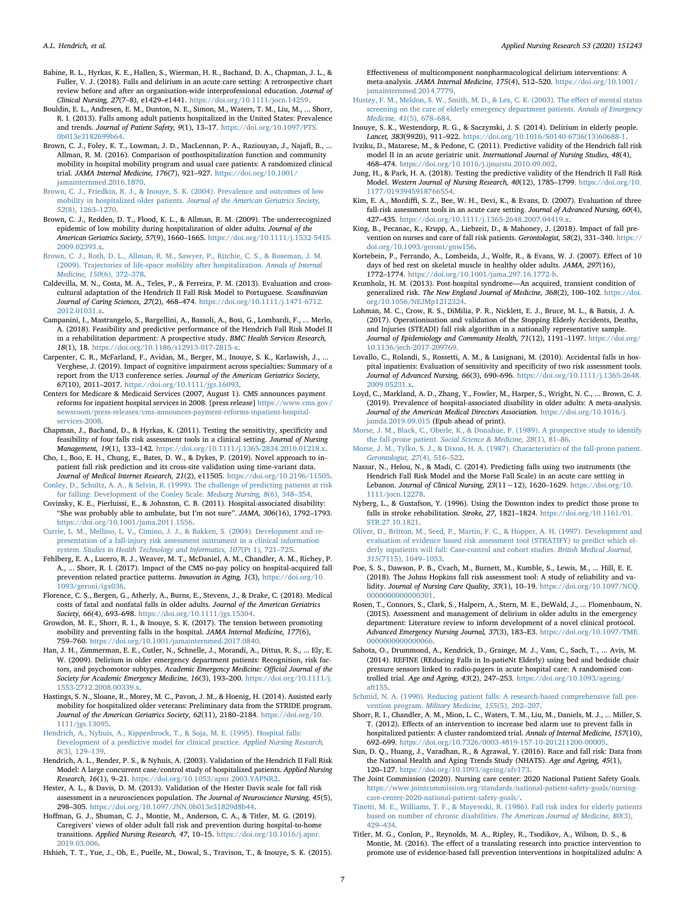Babine, R. L., Hyrkas, K. E., Hallen, S., Wierman, H. R., Bachand, D. A., Chapman, J. L., & Fuller, V. J. (2018). Falls and delirium in an acute care setting: A retrospective chart review before and after an organisation-wide interprofessional education. *Journal of Clinical Nursing, 27*(7–8), e1429–e1441. https://doi.org/10.1111/jocn.14259.

Bouldin, E. L., Andresen, E. M., Dunton, N. E., Simon, M., Waters, T. M., Liu, M., ... Shorr, R. I. (2013). Falls among adult patients hospitalized in the United States: Prevalence and trends. *Journal of Patient Safety, 9*(1), 13–17. https://doi.org/10.1097/PTS.0b013e3182699b64.

Brown, C. J., Foley, K. T., Lowman, J. D., MacLennan, P. A., Razjouyan, J., Najafi, B., ... Allman, R. M. (2016). Comparison of posthospitalization function and community mobility in hospital mobility program and usual care patients: A randomized clinical trial. *JAMA Internal Medicine, 176*(7), 921–927. https://doi.org/10.1001/jamainternmed.2016.1870.

Brown, C. J., Friedkin, R. J., & Inouye, S. K. (2004). Prevalence and outcomes of low mobility in hospitalized older patients. *Journal of the American Geriatrics Society, 52*(8), 1263–1270.

Brown, C. J., Redden, D. T., Flood, K. L., & Allman, R. M. (2009). The underrecognized epidemic of low mobility during hospitalization of older adults. *Journal of the American Geriatrics Society, 57*(9), 1660–1665. https://doi.org/10.1111/j.1532-5415.2009.02393.x.

Brown, C. J., Roth, D. L., Allman, R. M., Sawyer, P., Ritchie, C. S., & Roseman, J. M. (2009). Trajectories of life-space mobility after hospitalization. *Annals of Internal Medicine, 150*(6), 372–378.

Caldevilla, M. N., Costa, M. A., Teles, P., & Ferreira, P. M. (2013). Evaluation and cross-cultural adaptation of the Hendrich II Fall Risk Model to Portuguese. *Scandinavian Journal of Caring Sciences, 27*(2), 468–474. https://doi.org/10.1111/j.1471-6712.2012.01031.x.

Campanini, I., Mastrangelo, S., Bargellini, A., Bassoli, A., Bosi, G., Lombardi, F., ... Merlo, A. (2018). Feasibility and predictive performance of the Hendrich Fall Risk Model II in a rehabilitation department: A prospective study. *BMC Health Services Research, 18*(1), 18. https://doi.org/10.1186/s12913-017-2815-x.

Carpenter, C. R., McFarland, F., Avidan, M., Berger, M., Inouye, S. K., Karlawish, J., ... Verghese, J. (2019). Impact of cognitive impairment across specialties: Summary of a report from the U13 conference series. *Journal of the American Geriatrics Society, 67*(10), 2011–2017. https://doi.org/10.1111/jgs.16093.

Centers for Medicare & Medicaid Services (2007, August 1). CMS announces payment reforms for inpatient hospital services in 2008. [press release] https://www.cms.gov/newsroom/press-releases/cms-announces-payment-reforms-inpatient-hospital-services-2008.

Chapman, J., Bachand, D., & Hyrkas, K. (2011). Testing the sensitivity, specificity and feasibility of four falls risk assessment tools in a clinical setting. *Journal of Nursing Management, 19*(1), 133–142. https://doi.org/10.1111/j.1365-2834.2010.01218.x.

Cho, I., Boo, E. H., Chung, E., Bates, D. W., & Dykes, P. (2019). Novel approach to inpatient fall risk prediction and its cross-site validation using time-variant data. *Journal of Medical Internet Research, 21*(2), e11505. https://doi.org/10.2196/11505.

Conley, D., Schultz, A. A., & Selvin, R. (1999). The challenge of predicting patients at risk for falling: Development of the Conley Scale. *Medsurg Nursing, 8*(6), 348–354.

Covinsky, K. E., Pierluissi, E., & Johnston, C. B. (2011). Hospital-associated disability: "She was probably able to ambulate, but I'm not sure". *JAMA, 306*(16), 1792–1793. https://doi.org/10.1001/jama.2011.1556.

Currie, L. M., Mellino, L. V., Cimino, J. J., & Bakken, S. (2004). Development and representation of a fall-injury risk assessment instrument in a clinical information system. *Studies in Health Technology and Informatics, 107*(Pt 1), 721–725.

Fehlberg, E. A., Lucero, R. J., Weaver, M. T., McDaniel, A. M., Chandler, A. M., Richey, P. A., ... Shorr, R. I. (2017). Impact of the CMS no-pay policy on hospital-acquired fall prevention related practice patterns. *Innovation in Aging, 1*(3), https://doi.org/10.1093/geroni/igx036.

Florence, C. S., Bergen, G., Atherly, A., Burns, E., Stevens, J., & Drake, C. (2018). Medical costs of fatal and nonfatal falls in older adults. *Journal of the American Geriatrics Society, 66*(4), 693–698. https://doi.org/10.1111/jgs.15304.

Growdon, M. E., Shorr, R. I., & Inouye, S. K. (2017). The tension between promoting mobility and preventing falls in the hospital. *JAMA Internal Medicine, 177*(6), 759–760. https://doi.org/10.1001/jamainternmed.2017.0840.

Han, J. H., Zimmerman, E. E., Cutler, N., Schnelle, J., Morandi, A., Dittus, R. S., ... Ely, E. W. (2009). Delirium in older emergency department patients: Recognition, risk factors, and psychomotor subtypes. *Academic Emergency Medicine: Official Journal of the Society for Academic Emergency Medicine, 16*(3), 193–200. https://doi.org/10.1111/j.1553-2712.2008.00339.x.

Hastings, S. N., Sloane, R., Morey, M. C., Pavon, J. M., & Hoenig, H. (2014). Assisted early mobility for hospitalized older veterans: Preliminary data from the STRIDE program. *Journal of the American Geriatrics Society, 62*(11), 2180–2184. https://doi.org/10.1111/jgs.13095.

Hendrich, A., Nyhuis, A., Kippenbrock, T., & Soja, M. E. (1995). Hospital falls: Development of a predictive model for clinical practice. *Applied Nursing Research, 8*(3), 129–139.

Hendrich, A. L., Bender, P. S., & Nyhuis, A. (2003). Validation of the Hendrich II Fall Risk Model: A large concurrent case/control study of hospitalized patients. *Applied Nursing Research, 16*(1), 9–21. https://doi.org/10.1053/apnr.2003.YAPNR2.

Hester, A. L., & Davis, D. M. (2013). Validation of the Hester Davis scale for fall risk assessment in a neurosciences population. *The Journal of Neuroscience Nursing, 45*(5), 298–305. https://doi.org/10.1097/JNN.0b013e31829d8b44.

Hoffman, G. J., Shuman, C. J., Montie, M., Anderson, C. A., & Titler, M. G. (2019). Caregivers' views of older adult fall risk and prevention during hospital-to-home transitions. *Applied Nursing Research, 47*, 10–15. https://doi.org/10.1016/j.apnr.2019.03.006.

Hshieh, T. T., Yue, J., Oh, E., Puelle, M., Dowal, S., Travison, T., & Inouye, S. K. (2015). Effectiveness of multicomponent nonpharmacological delirium interventions: A meta-analysis. *JAMA Internal Medicine, 175*(4), 512–520. https://doi.org/10.1001/jamainternmed.2014.7779.

Hustey, F. M., Meldon, S. W., Smith, M. D., & Lex, C. K. (2003). The effect of mental status screening on the care of elderly emergency department patients. *Annals of Emergency Medicine, 41*(5), 678–684.

Inouye, S. K., Westendorp, R. G., & Saczynski, J. S. (2014). Delirium in elderly people. *Lancet, 383*(9920), 911–922. https://doi.org/10.1016/S0140-6736(13)60688-1.

Ivziku, D., Matarese, M., & Pedone, C. (2011). Predictive validity of the Hendrich fall risk model II in an acute geriatric unit. *International Journal of Nursing Studies, 48*(4), 468–474. https://doi.org/10.1016/j.ijnurstu.2010.09.002.

Jung, H., & Park, H. A. (2018). Testing the predictive validity of the Hendrich II Fall Risk Model. *Western Journal of Nursing Research, 40*(12), 1785–1799. https://doi.org/10.1177/0193945918766554.

Kim, E. A., Mordiffi, S. Z., Bee, W. H., Devi, K., & Evans, D. (2007). Evaluation of three fall-risk assessment tools in an acute care setting. *Journal of Advanced Nursing, 60*(4), 427–435. https://doi.org/10.1111/j.1365-2648.2007.04419.x.

King, B., Pecanac, K., Krupp, A., Liebzeit, D., & Mahoney, J. (2018). Impact of fall prevention on nurses and care of fall risk patients. *Gerontologist, 58*(2), 331–340. https://doi.org/10.1093/geront/gnw156.

Kortebein, P., Ferrando, A., Lombeida, J., Wolfe, R., & Evans, W. J. (2007). Effect of 10 days of bed rest on skeletal muscle in healthy older adults. *JAMA, 297*(16), 1772–1774. https://doi.org/10.1001/jama.297.16.1772-b.

Krumholz, H. M. (2013). Post-hospital syndrome—An acquired, transient condition of generalized risk. *The New England Journal of Medicine, 368*(2), 100–102. https://doi.org/10.1056/NEJMp1212324.

Lohman, M. C., Crow, R. S., DiMilia, P. R., Nicklett, E. J., Bruce, M. L., & Batsis, J. A. (2017). Operationalisation and validation of the Stopping Elderly Accidents, Deaths, and Injuries (STEADI) fall risk algorithm in a nationally representative sample. *Journal of Epidemiology and Community Health, 71*(12), 1191–1197. https://doi.org/10.1136/jech-2017-209769.

Lovallo, C., Rolandi, S., Rossetti, A. M., & Lusignani, M. (2010). Accidental falls in hospital inpatients: Evaluation of sensitivity and specificity of two risk assessment tools. *Journal of Advanced Nursing, 66*(3), 690–696. https://doi.org/10.1111/j.1365-2648.2009.05231.x.

Loyd, C., Markland, A. D., Zhang, Y., Fowler, M., Harper, S., Wright, N. C., ... Brown, C. J. (2019). Prevalence of hospital-associated disability in older adults: A meta-analysis. *Journal of the American Medical Directors Association.* https://doi.org/10.1016/j.jamda.2019.09.015 (Epub ahead of print).

Morse, J. M., Black, C., Oberle, K., & Donahue, P. (1989). A prospective study to identify the fall-prone patient. *Social Science & Medicine, 28*(1), 81–86.

Morse, J. M., Tylko, S. J., & Dixon, H. A. (1987). Characteristics of the fall-prone patient. *Gerontologist, 27*(4), 516–522.

Nassar, N., Helou, N., & Madi, C. (2014). Predicting falls using two instruments (the Hendrich Fall Risk Model and the Morse Fall Scale) in an acute care setting in Lebanon. *Journal of Clinical Nursing, 23*(11−12), 1620–1629. https://doi.org/10.1111/jocn.12278.

Nyberg, L., & Gustafson, Y. (1996). Using the Downton index to predict those prone to falls in stroke rehabilitation. *Stroke, 27*, 1821–1824. https://doi.org/10.1161/01.STR.27.10.1821.

Oliver, D., Britton, M., Seed, P., Martin, F. C., & Hopper, A. H. (1997). Development and evaluation of evidence based risk assessment tool (STRATIFY) to predict which elderly inpatients will fall: Case-control and cohort studies. *British Medical Journal, 315*(7115), 1049–1053.

Poe, S. S., Dawson, P. B., Cvach, M., Burnett, M., Kumble, S., Lewis, M., ... Hill, E. E. (2018). The Johns Hopkins fall risk assessment tool: A study of reliability and validity. *Journal of Nursing Care Quality, 33*(1), 10–19. https://doi.org/10.1097/NCQ.0000000000000301.

Rosen, T., Connors, S., Clark, S., Halpern, A., Stern, M. E., DeWald, J., ... Flomenbaum, N. (2015). Assessment and management of delirium in older adults in the emergency department: Literature review to inform development of a novel clinical protocol. *Advanced Emergency Nursing Journal, 37*(3), 183–E3. https://doi.org/10.1097/TME.0000000000000066.

Sahota, O., Drummond, A., Kendrick, D., Grainge, M. J., Vass, C., Sach, T., ... Avis, M. (2014). REFINE (REducing Falls in In-patieNt Elderly) using bed and bedside chair pressure sensors linked to radio-pagers in acute hospital care: A randomised controlled trial. *Age and Ageing, 43*(2), 247–253. https://doi.org/10.1093/ageing/aft155.

Schmid, N. A. (1990). Reducing patient falls: A research-based comprehensive fall prevention program. *Military Medicine, 155*(5), 202–207.

Shorr, R. I., Chandler, A. M., Mion, L. C., Waters, T. M., Liu, M., Daniels, M. J., ... Miller, S. T. (2012). Effects of an intervention to increase bed alarm use to prevent falls in hospitalized patients: A cluster randomized trial. *Annals of Internal Medicine, 157*(10), 692–699. https://doi.org/10.7326/0003-4819-157-10-201211200-00005.

Sun, D. Q., Huang, J., Varadhan, R., & Agrawal, Y. (2016). Race and fall risk: Data from the National Health and Aging Trends Study (NHATS). *Age and Ageing, 45*(1), 120–127. https://doi.org/10.1093/ageing/afv173.

The Joint Commission (2020). Nursing care center: 2020 National Patient Safety Goals. https://www.jointcommission.org/standards/national-patient-safety-goals/nursing-care-center-2020-national-patient-safety-goals/.

Tinetti, M. E., Williams, T. F., & Mayewski, R. (1986). Fall risk index for elderly patients based on number of chronic disabilities. *The American Journal of Medicine, 80*(3), 429–434.

Titler, M. G., Conlon, P., Reynolds, M. A., Ripley, R., Tsodikov, A., Wilson, D. S., & Montie, M. (2016). The effect of a translating research into practice intervention to promote use of evidence-based fall prevention interventions in hospitalized adults: A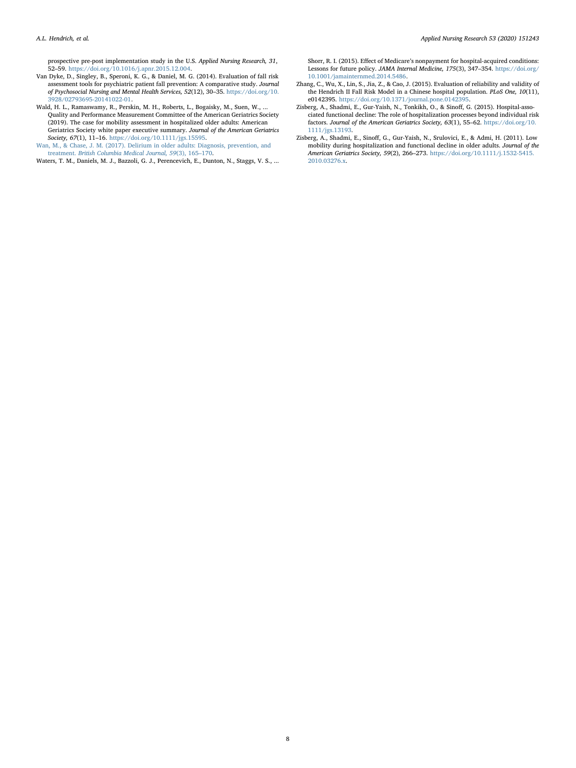prospective pre-post implementation study in the U.S. *Applied Nursing Research, 31*, 52–59. https://doi.org/10.1016/j.apnr.2015.12.004.

Van Dyke, D., Singley, B., Speroni, K. G., & Daniel, M. G. (2014). Evaluation of fall risk assessment tools for psychiatric patient fall prevention: A comparative study. *Journal of Psychosocial Nursing and Mental Health Services, 52*(12), 30–35. https://doi.org/10.3928/02793695-20141022-01.

Wald, H. L., Ramaswamy, R., Perskin, M. H., Roberts, L., Bogaisky, M., Suen, W., ... Quality and Performance Measurement Committee of the American Geriatrics Society (2019). The case for mobility assessment in hospitalized older adults: American Geriatrics Society white paper executive summary. *Journal of the American Geriatrics Society, 67*(1), 11–16. https://doi.org/10.1111/jgs.15595.

Wan, M., & Chase, J. M. (2017). Delirium in older adults: Diagnosis, prevention, and treatment. *British Columbia Medical Journal, 59*(3), 165–170.

Waters, T. M., Daniels, M. J., Bazzoli, G. J., Perencevich, E., Dunton, N., Staggs, V. S., ... Shorr, R. I. (2015). Effect of Medicare's nonpayment for hospital-acquired conditions: Lessons for future policy. *JAMA Internal Medicine, 175*(3), 347–354. https://doi.org/10.1001/jamainternmed.2014.5486.

Zhang, C., Wu, X., Lin, S., Jia, Z., & Cao, J. (2015). Evaluation of reliability and validity of the Hendrich II Fall Risk Model in a Chinese hospital population. *PLoS One, 10*(11), e0142395. https://doi.org/10.1371/journal.pone.0142395.

Zisberg, A., Shadmi, E., Gur-Yaish, N., Tonkikh, O., & Sinoff, G. (2015). Hospital-associated functional decline: The role of hospitalization processes beyond individual risk factors. *Journal of the American Geriatrics Society, 63*(1), 55–62. https://doi.org/10.1111/jgs.13193.

Zisberg, A., Shadmi, E., Sinoff, G., Gur-Yaish, N., Srulovici, E., & Admi, H. (2011). Low mobility during hospitalization and functional decline in older adults. *Journal of the American Geriatrics Society, 59*(2), 266–273. https://doi.org/10.1111/j.1532-5415.2010.03276.x.